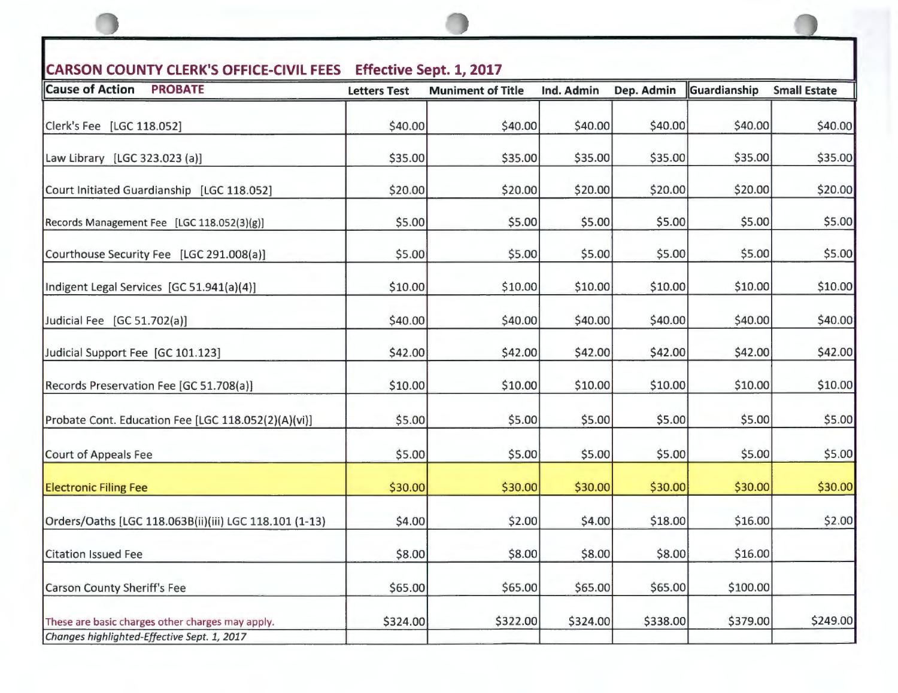## CARSON COUNTY CLERK'S OFFICE-CIVIL FEES Effective Sept. 1, 2017

| Cause of Action PROBATE | Letters Test | Muniment of Title | Ind. Admin | Dep. Admin | Guardianship | Small Estate |
|---|---|---|---|---|---|---|
| Clerk's Fee [LGC 118.052] | $40.00 | $40.00 | $40.00 | $40.00 | $40.00 | $40.00 |
| Law Library [LGC 323.023 (a)] | $35.00 | $35.00 | $35.00 | $35.00 | $35.00 | $35.00 |
| Court Initiated Guardianship [LGC 118.052] | $20.00 | $20.00 | $20.00 | $20.00 | $20.00 | $20.00 |
| Records Management Fee [LGC 118.052(3)(g)] | $5.00 | $5.00 | $5.00 | $5.00 | $5.00 | $5.00 |
| Courthouse Security Fee [LGC 291.008(a)] | $5.00 | $5.00 | $5.00 | $5.00 | $5.00 | $5.00 |
| Indigent Legal Services [GC 51.941(a)(4)] | $10.00 | $10.00 | $10.00 | $10.00 | $10.00 | $10.00 |
| Judicial Fee [GC 51.702(a)] | $40.00 | $40.00 | $40.00 | $40.00 | $40.00 | $40.00 |
| Judicial Support Fee [GC 101.123] | $42.00 | $42.00 | $42.00 | $42.00 | $42.00 | $42.00 |
| Records Preservation Fee [GC 51.708(a)] | $10.00 | $10.00 | $10.00 | $10.00 | $10.00 | $10.00 |
| Probate Cont. Education Fee [LGC 118.052(2)(A)(vi)] | $5.00 | $5.00 | $5.00 | $5.00 | $5.00 | $5.00 |
| Court of Appeals Fee | $5.00 | $5.00 | $5.00 | $5.00 | $5.00 | $5.00 |
| Electronic Filing Fee | $30.00 | $30.00 | $30.00 | $30.00 | $30.00 | $30.00 |
| Orders/Oaths [LGC 118.063B(ii)(iii) LGC 118.101 (1-13) | $4.00 | $2.00 | $4.00 | $18.00 | $16.00 | $2.00 |
| Citation Issued Fee | $8.00 | $8.00 | $8.00 | $8.00 | $16.00 | |
| Carson County Sheriff's Fee | $65.00 | $65.00 | $65.00 | $65.00 | $100.00 | |
| These are basic charges other charges may apply. | $324.00 | $322.00 | $324.00 | $338.00 | $379.00 | $249.00 |
| *Changes highlighted-Effective Sept. 1, 2017* | | | | | | |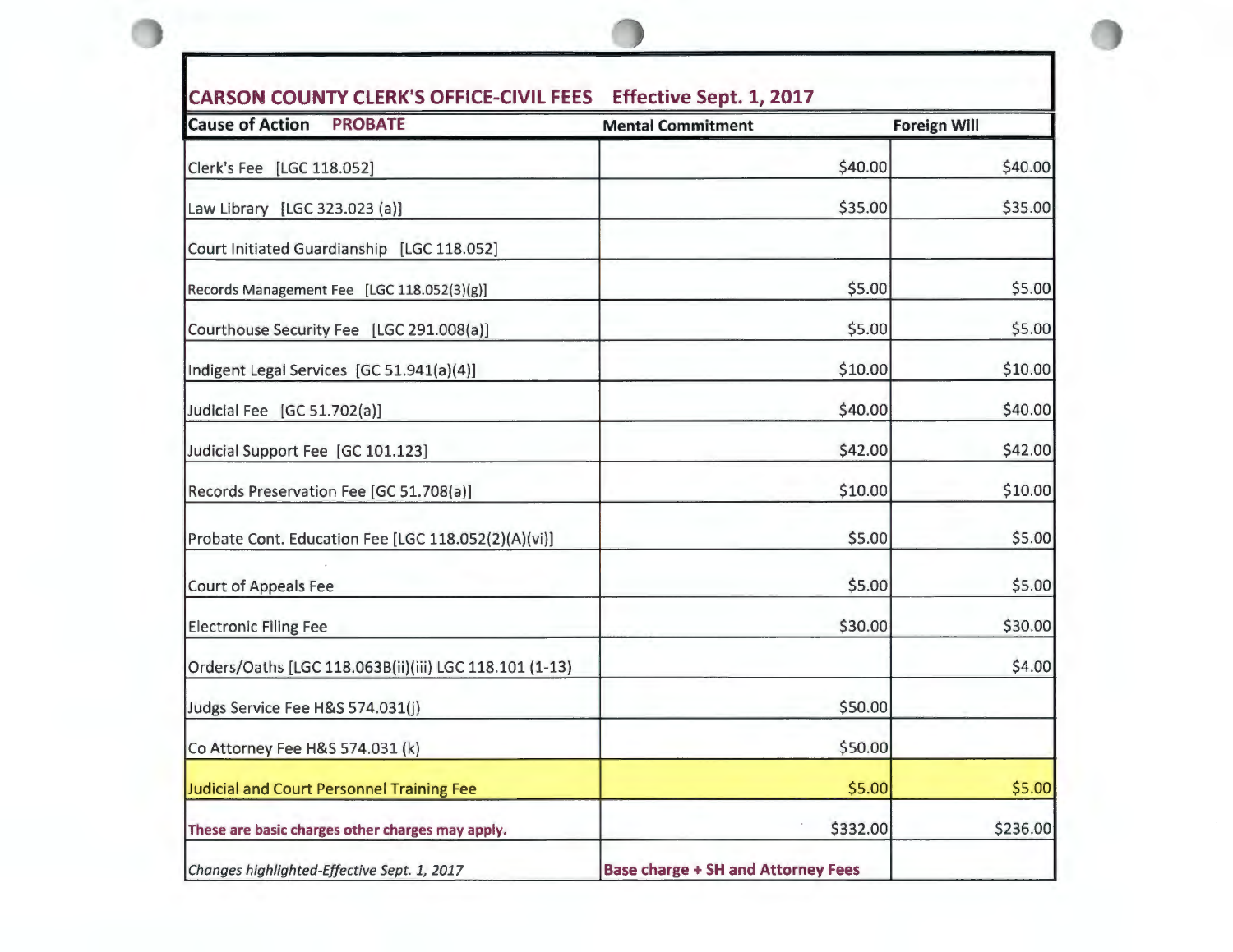## CARSON COUNTY CLERK'S OFFICE-CIVIL FEES Effective Sept. 1, 2017

| Cause of Action PROBATE | Mental Commitment | Foreign Will |
|---|---|---|
| Clerk's Fee [LGC 118.052] | $40.00 | $40.00 |
| Law Library [LGC 323.023 (a)] | $35.00 | $35.00 |
| Court Initiated Guardianship [LGC 118.052] | | |
| Records Management Fee [LGC 118.052(3)(g)] | $5.00 | $5.00 |
| Courthouse Security Fee [LGC 291.008(a)] | $5.00 | $5.00 |
| Indigent Legal Services [GC 51.941(a)(4)] | $10.00 | $10.00 |
| Judicial Fee [GC 51.702(a)] | $40.00 | $40.00 |
| Judicial Support Fee [GC 101.123] | $42.00 | $42.00 |
| Records Preservation Fee [GC 51.708(a)] | $10.00 | $10.00 |
| Probate Cont. Education Fee [LGC 118.052(2)(A)(vi)] | $5.00 | $5.00 |
| Court of Appeals Fee | $5.00 | $5.00 |
| Electronic Filing Fee | $30.00 | $30.00 |
| Orders/Oaths [LGC 118.063B(ii)(iii) LGC 118.101 (1-13)] | | $4.00 |
| Judgs Service Fee H&S 574.031(j) | $50.00 | |
| Co Attorney Fee H&S 574.031 (k) | $50.00 | |
| Judicial and Court Personnel Training Fee | $5.00 | $5.00 |
| **These are basic charges other charges may apply.** | $332.00 | $236.00 |
| *Changes highlighted-Effective Sept. 1, 2017* | **Base charge + SH and Attorney Fees** | |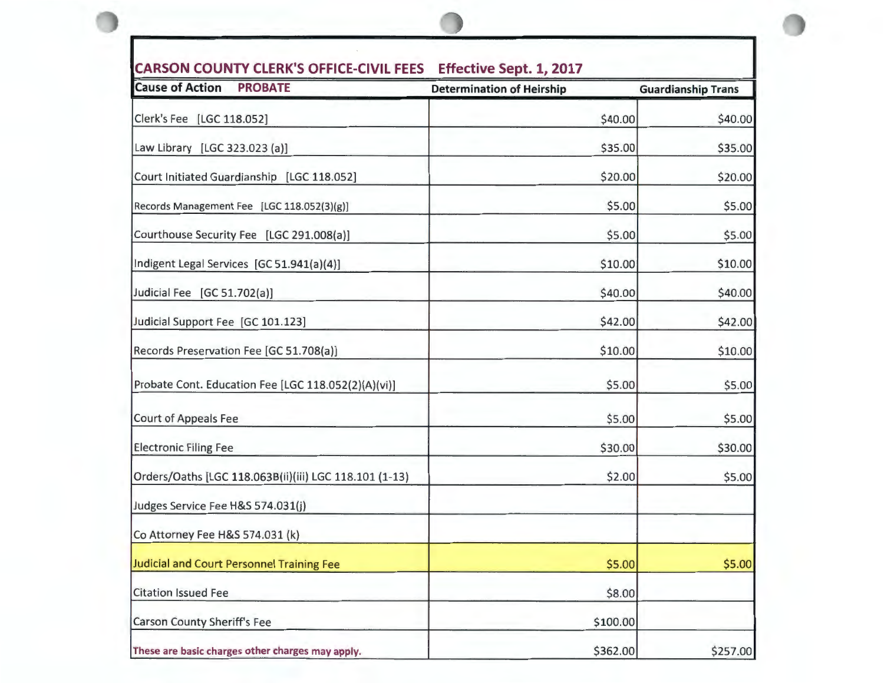## CARSON COUNTY CLERK'S OFFICE-CIVIL FEES Effective Sept. 1, 2017

| Cause of Action PROBATE | Determination of Heirship | Guardianship Trans |
|---|---|---|
| Clerk's Fee [LGC 118.052] | $40.00 | $40.00 |
| Law Library [LGC 323.023 (a)] | $35.00 | $35.00 |
| Court Initiated Guardianship [LGC 118.052] | $20.00 | $20.00 |
| Records Management Fee [LGC 118.052(3)(g)] | $5.00 | $5.00 |
| Courthouse Security Fee [LGC 291.008(a)] | $5.00 | $5.00 |
| Indigent Legal Services [GC 51.941(a)(4)] | $10.00 | $10.00 |
| Judicial Fee [GC 51.702(a)] | $40.00 | $40.00 |
| Judicial Support Fee [GC 101.123] | $42.00 | $42.00 |
| Records Preservation Fee [GC 51.708(a)] | $10.00 | $10.00 |
| Probate Cont. Education Fee [LGC 118.052(2)(A)(vi)] | $5.00 | $5.00 |
| Court of Appeals Fee | $5.00 | $5.00 |
| Electronic Filing Fee | $30.00 | $30.00 |
| Orders/Oaths [LGC 118.063B(ii)(iii) LGC 118.101 (1-13) | $2.00 | $5.00 |
| Judges Service Fee H&S 574.031(j) | | |
| Co Attorney Fee H&S 574.031 (k) | | |
| Judicial and Court Personnel Training Fee | $5.00 | $5.00 |
| Citation Issued Fee | $8.00 | |
| Carson County Sheriff's Fee | $100.00 | |
| These are basic charges other charges may apply. | $362.00 | $257.00 |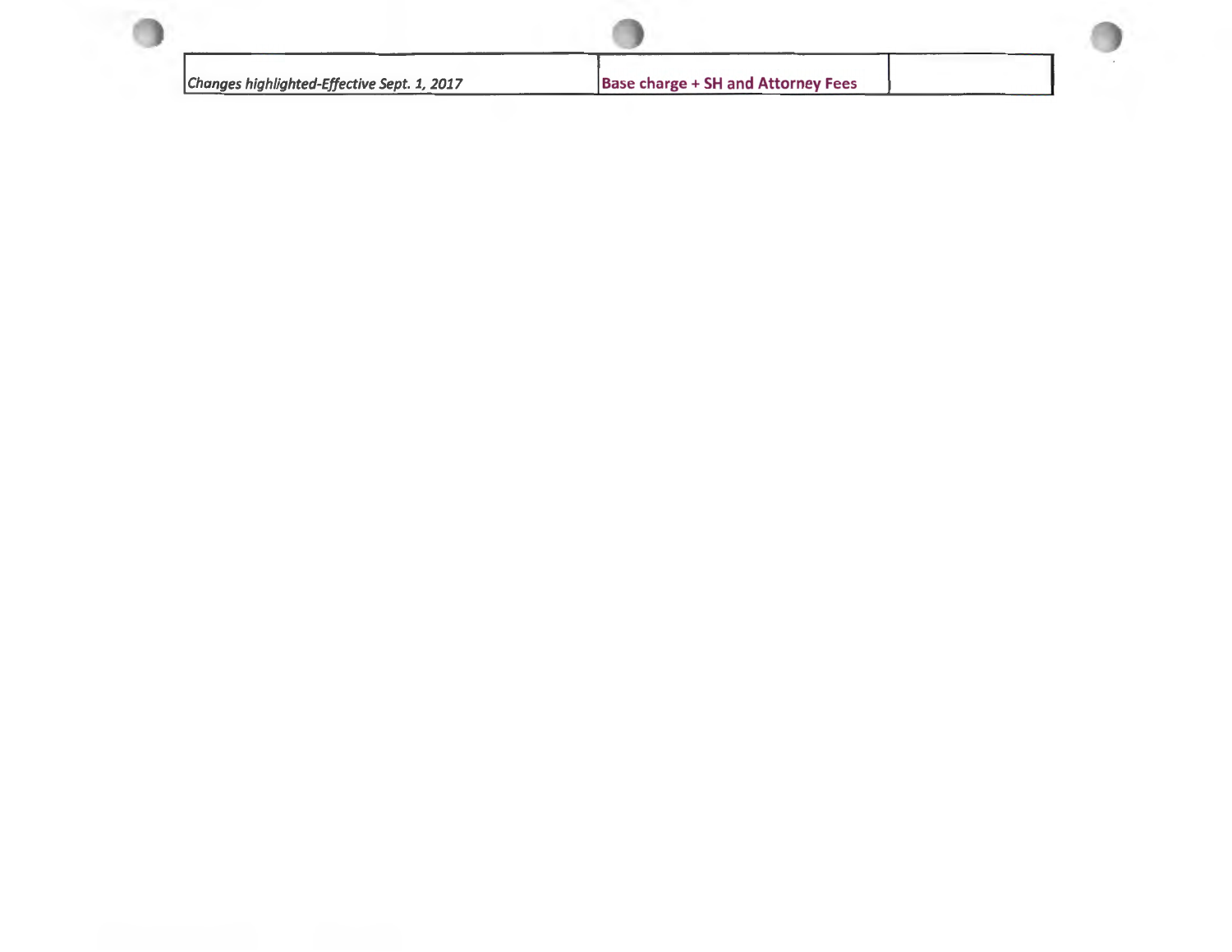| *Changes highlighted-Effective Sept. 1, 2017* | **Base charge + SH and Attorney Fees** | |
| --- | --- | --- |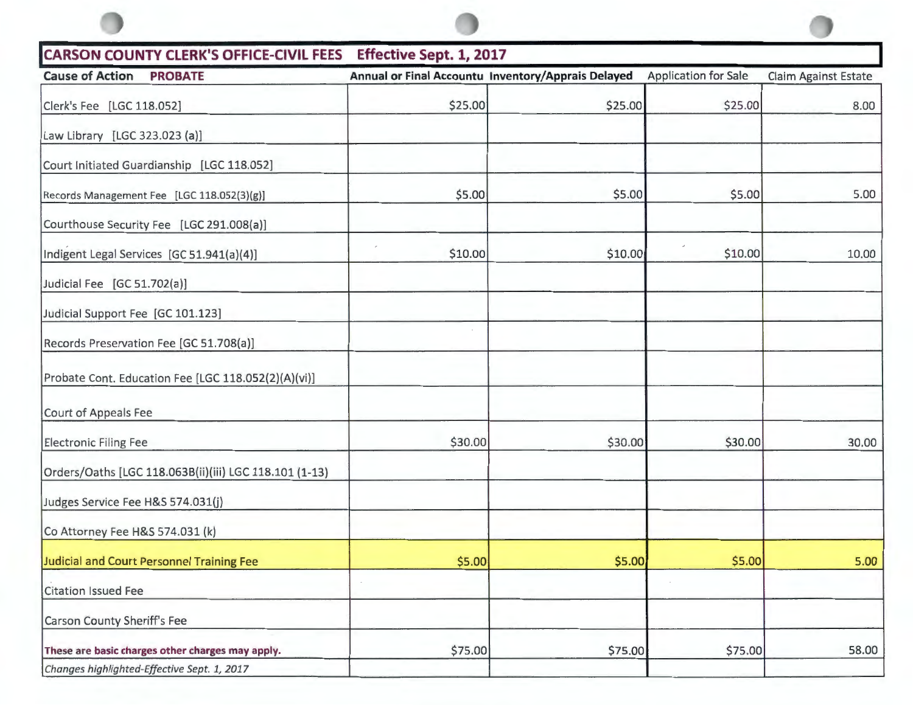| **CARSON COUNTY CLERK'S OFFICE-CIVIL FEES Effective Sept. 1, 2017** | | | | |
|---|---|---|---|---|
| **Cause of Action PROBATE** | **Annual or Final Accountu** | **Inventory/Apprais Delayed** | Application for Sale | Claim Against Estate |
| Clerk's Fee [LGC 118.052] | $25.00 | $25.00 | $25.00 | 8.00 |
| Law Library [LGC 323.023 (a)] | | | | |
| Court Initiated Guardianship [LGC 118.052] | | | | |
| Records Management Fee [LGC 118.052(3)(g)] | $5.00 | $5.00 | $5.00 | 5.00 |
| Courthouse Security Fee [LGC 291.008(a)] | | | | |
| Indigent Legal Services [GC 51.941(a)(4)] | $10.00 | $10.00 | $10.00 | 10.00 |
| Judicial Fee [GC 51.702(a)] | | | | |
| Judicial Support Fee [GC 101.123] | | | | |
| Records Preservation Fee [GC 51.708(a)] | | | | |
| Probate Cont. Education Fee [LGC 118.052(2)(A)(vi)] | | | | |
| Court of Appeals Fee | | | | |
| Electronic Filing Fee | $30.00 | $30.00 | $30.00 | 30.00 |
| Orders/Oaths [LGC 118.063B(ii)(iii) LGC 118.101 (1-13) | | | | |
| Judges Service Fee H&S 574.031(j) | | | | |
| Co Attorney Fee H&S 574.031 (k) | | | | |
| Judicial and Court Personnel Training Fee | $5.00 | $5.00 | $5.00 | 5.00 |
| Citation Issued Fee | | | | |
| Carson County Sheriff's Fee | | | | |
| **These are basic charges other charges may apply.** | $75.00 | $75.00 | $75.00 | 58.00 |
| *Changes highlighted-Effective Sept. 1, 2017* | | | | |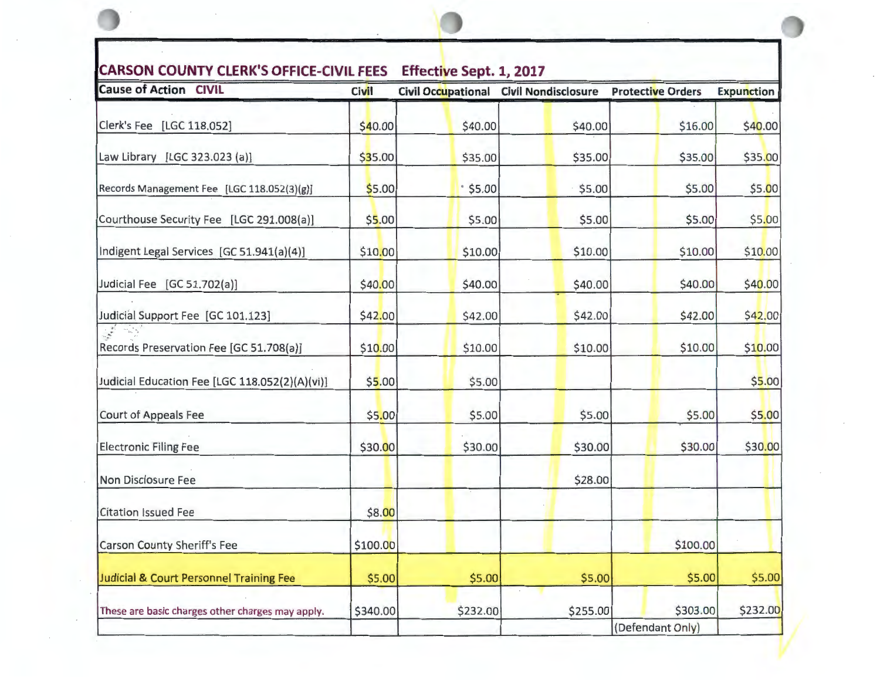| CARSON COUNTY CLERK'S OFFICE-CIVIL FEES Effective Sept. 1, 2017 | | | | | |
|---|---|---|---|---|---|
| **Cause of Action CIVIL** | **Civil** | **Civil Occupational** | **Civil Nondisclosure** | **Protective Orders** | **Expunction** |
| Clerk's Fee [LGC 118.052] | $40.00 | $40.00 | $40.00 | $16.00 | $40.00 |
| Law Library [LGC 323.023 (a)] | $35.00 | $35.00 | $35.00 | $35.00 | $35.00 |
| Records Management Fee [LGC 118.052(3)(g)] | $5.00 | $5.00 | $5.00 | $5.00 | $5.00 |
| Courthouse Security Fee [LGC 291.008(a)] | $5.00 | $5.00 | $5.00 | $5.00 | $5.00 |
| Indigent Legal Services [GC 51.941(a)(4)] | $10.00 | $10.00 | $10.00 | $10.00 | $10.00 |
| Judicial Fee [GC 51.702(a)] | $40.00 | $40.00 | $40.00 | $40.00 | $40.00 |
| Judicial Support Fee [GC 101.123] | $42.00 | $42.00 | $42.00 | $42.00 | $42.00 |
| Records Preservation Fee [GC 51.708(a)] | $10.00 | $10.00 | $10.00 | $10.00 | $10.00 |
| Judicial Education Fee [LGC 118.052(2)(A)(vi)] | $5.00 | $5.00 | | | $5.00 |
| Court of Appeals Fee | $5.00 | $5.00 | $5.00 | $5.00 | $5.00 |
| Electronic Filing Fee | $30.00 | $30.00 | $30.00 | $30.00 | $30.00 |
| Non Disclosure Fee | | | $28.00 | | |
| Citation Issued Fee | $8.00 | | | | |
| Carson County Sheriff's Fee | $100.00 | | | $100.00 | |
| Judicial & Court Personnel Training Fee | $5.00 | $5.00 | $5.00 | $5.00 | $5.00 |
| These are basic charges other charges may apply. | $340.00 | $232.00 | $255.00 | $303.00 | $232.00 |
| | | | | (Defendant Only) | |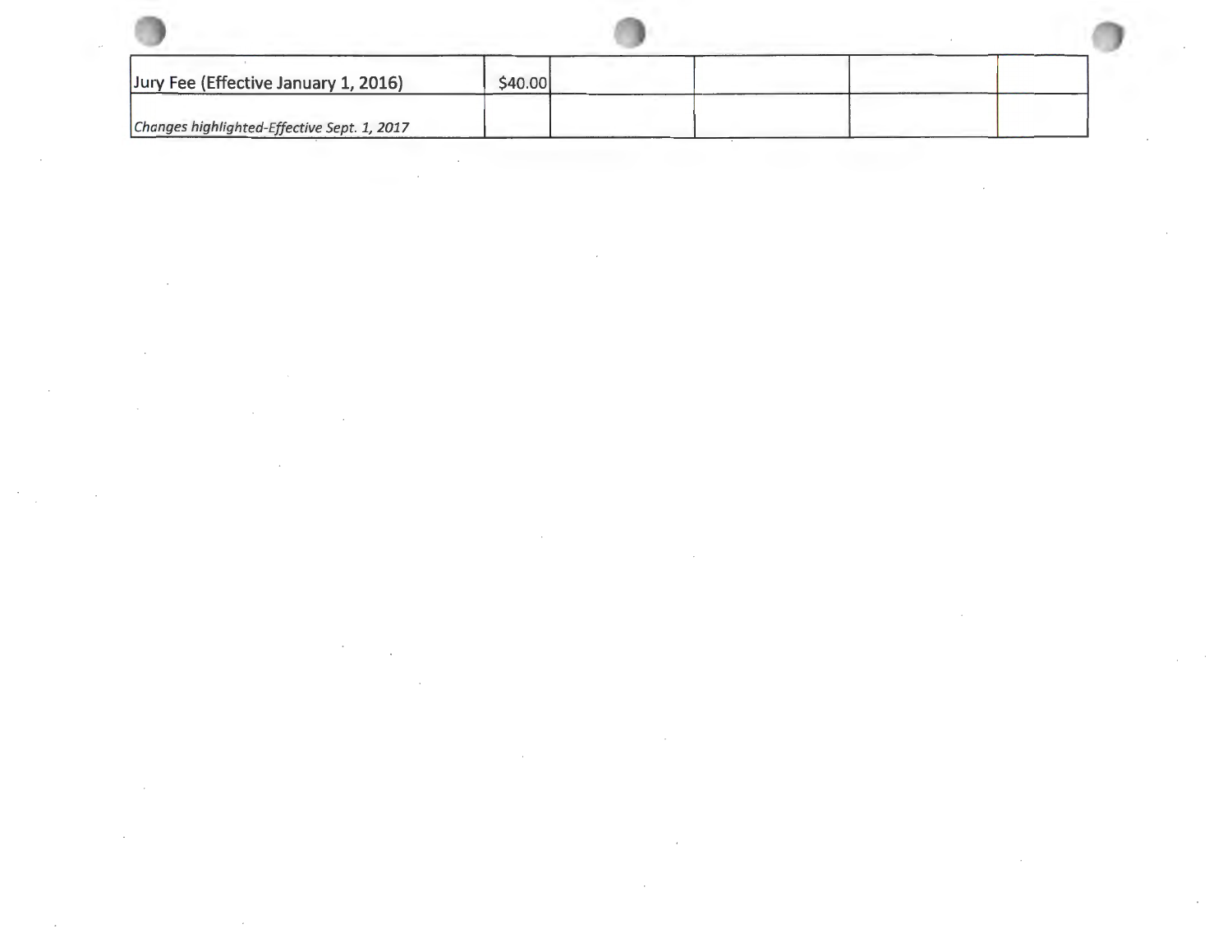| | | | | | |
|---|---|---|---|---|---|
| Jury Fee (Effective January 1, 2016) | $40.00 | | | | |
| *Changes highlighted-Effective Sept. 1, 2017* | | | | | |